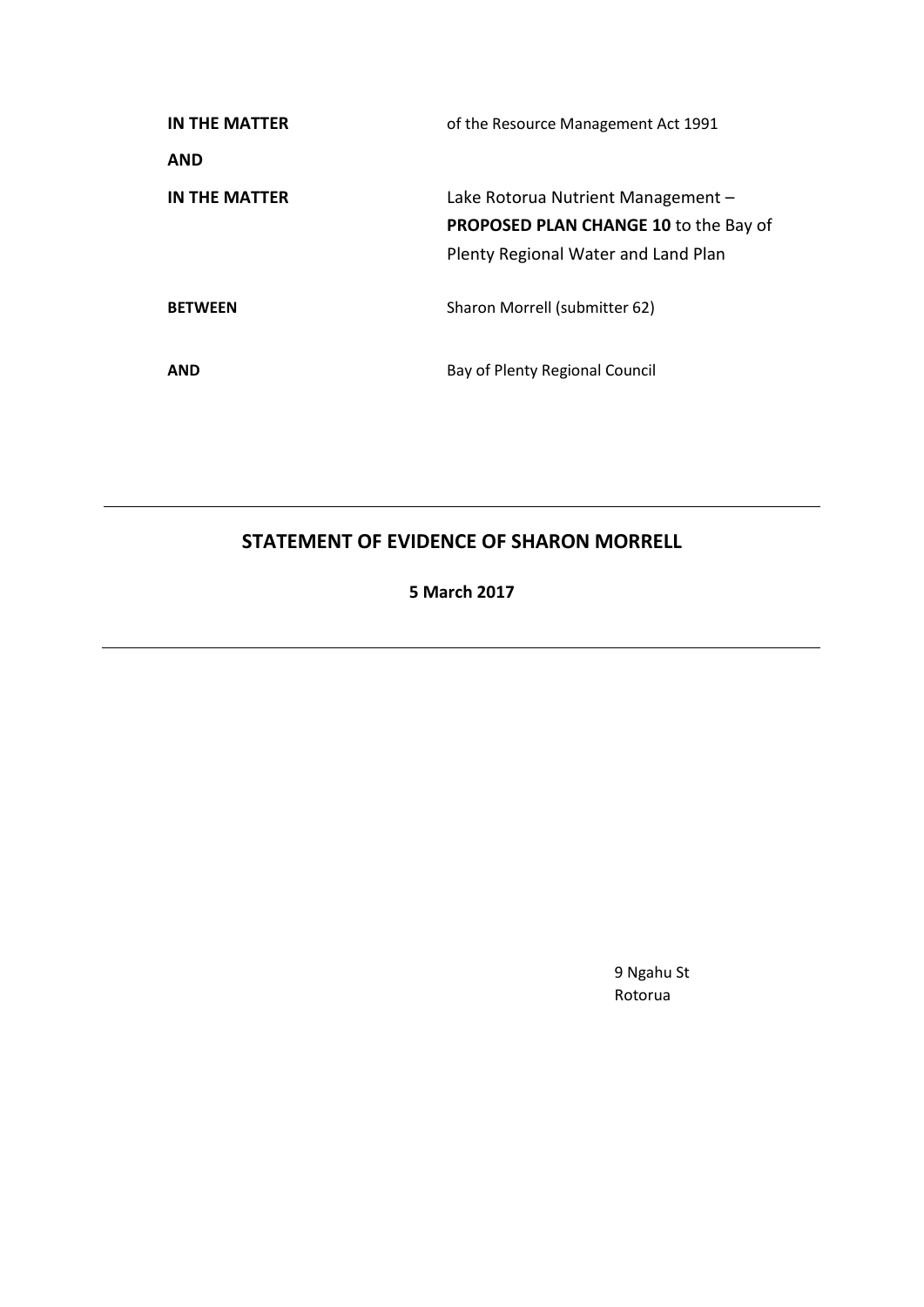| | |
|---|---|
| **IN THE MATTER** | of the Resource Management Act 1991 |
| **AND** | |
| **IN THE MATTER** | Lake Rotorua Nutrient Management – **PROPOSED PLAN CHANGE 10** to the Bay of Plenty Regional Water and Land Plan |
| **BETWEEN** | Sharon Morrell (submitter 62) |
| **AND** | Bay of Plenty Regional Council |

---

# STATEMENT OF EVIDENCE OF SHARON MORRELL

**5 March 2017**

---

9 Ngahu St
Rotorua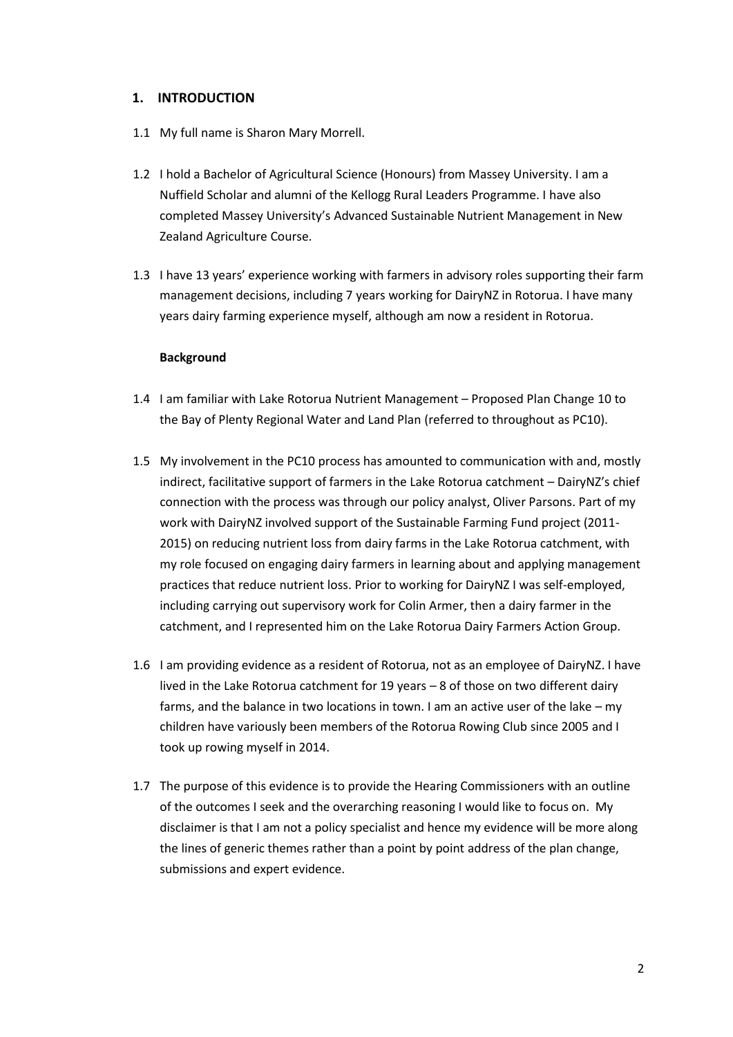## 1. INTRODUCTION

1.1 My full name is Sharon Mary Morrell.

1.2 I hold a Bachelor of Agricultural Science (Honours) from Massey University. I am a Nuffield Scholar and alumni of the Kellogg Rural Leaders Programme. I have also completed Massey University's Advanced Sustainable Nutrient Management in New Zealand Agriculture Course.

1.3 I have 13 years' experience working with farmers in advisory roles supporting their farm management decisions, including 7 years working for DairyNZ in Rotorua. I have many years dairy farming experience myself, although am now a resident in Rotorua.

**Background**

1.4 I am familiar with Lake Rotorua Nutrient Management – Proposed Plan Change 10 to the Bay of Plenty Regional Water and Land Plan (referred to throughout as PC10).

1.5 My involvement in the PC10 process has amounted to communication with and, mostly indirect, facilitative support of farmers in the Lake Rotorua catchment – DairyNZ's chief connection with the process was through our policy analyst, Oliver Parsons. Part of my work with DairyNZ involved support of the Sustainable Farming Fund project (2011-2015) on reducing nutrient loss from dairy farms in the Lake Rotorua catchment, with my role focused on engaging dairy farmers in learning about and applying management practices that reduce nutrient loss. Prior to working for DairyNZ I was self-employed, including carrying out supervisory work for Colin Armer, then a dairy farmer in the catchment, and I represented him on the Lake Rotorua Dairy Farmers Action Group.

1.6 I am providing evidence as a resident of Rotorua, not as an employee of DairyNZ. I have lived in the Lake Rotorua catchment for 19 years – 8 of those on two different dairy farms, and the balance in two locations in town. I am an active user of the lake – my children have variously been members of the Rotorua Rowing Club since 2005 and I took up rowing myself in 2014.

1.7 The purpose of this evidence is to provide the Hearing Commissioners with an outline of the outcomes I seek and the overarching reasoning I would like to focus on. My disclaimer is that I am not a policy specialist and hence my evidence will be more along the lines of generic themes rather than a point by point address of the plan change, submissions and expert evidence.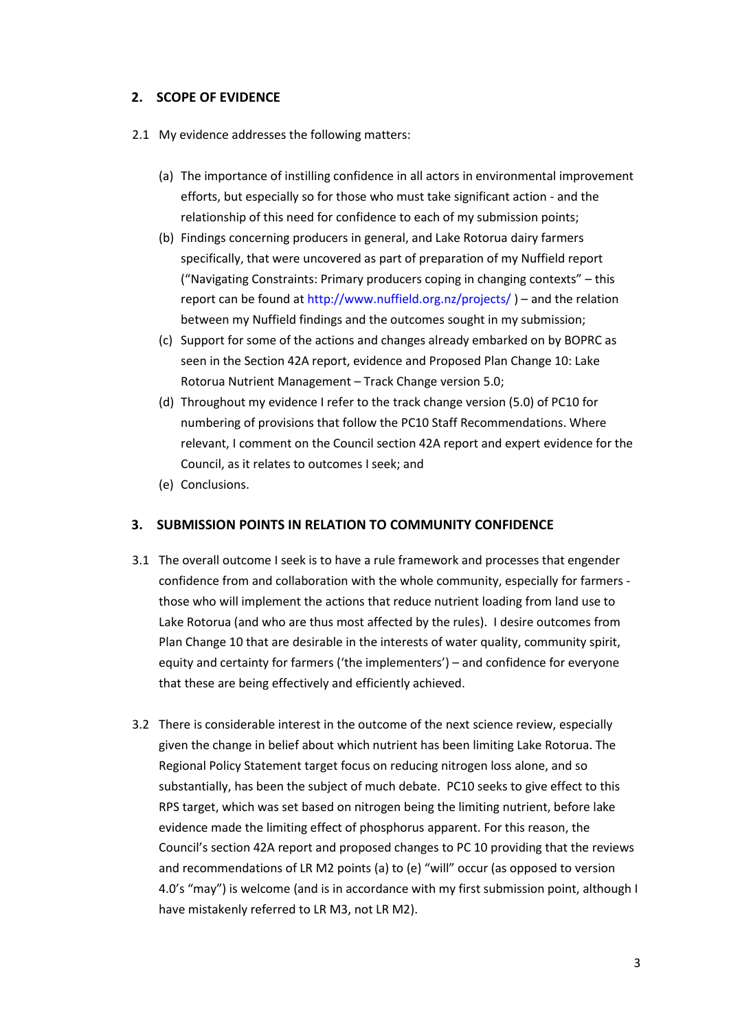## 2. SCOPE OF EVIDENCE

2.1 My evidence addresses the following matters:

(a) The importance of instilling confidence in all actors in environmental improvement efforts, but especially so for those who must take significant action - and the relationship of this need for confidence to each of my submission points;

(b) Findings concerning producers in general, and Lake Rotorua dairy farmers specifically, that were uncovered as part of preparation of my Nuffield report ("Navigating Constraints: Primary producers coping in changing contexts" – this report can be found at http://www.nuffield.org.nz/projects/ ) – and the relation between my Nuffield findings and the outcomes sought in my submission;

(c) Support for some of the actions and changes already embarked on by BOPRC as seen in the Section 42A report, evidence and Proposed Plan Change 10: Lake Rotorua Nutrient Management – Track Change version 5.0;

(d) Throughout my evidence I refer to the track change version (5.0) of PC10 for numbering of provisions that follow the PC10 Staff Recommendations. Where relevant, I comment on the Council section 42A report and expert evidence for the Council, as it relates to outcomes I seek; and

(e) Conclusions.

## 3. SUBMISSION POINTS IN RELATION TO COMMUNITY CONFIDENCE

3.1 The overall outcome I seek is to have a rule framework and processes that engender confidence from and collaboration with the whole community, especially for farmers - those who will implement the actions that reduce nutrient loading from land use to Lake Rotorua (and who are thus most affected by the rules). I desire outcomes from Plan Change 10 that are desirable in the interests of water quality, community spirit, equity and certainty for farmers ('the implementers') – and confidence for everyone that these are being effectively and efficiently achieved.

3.2 There is considerable interest in the outcome of the next science review, especially given the change in belief about which nutrient has been limiting Lake Rotorua. The Regional Policy Statement target focus on reducing nitrogen loss alone, and so substantially, has been the subject of much debate. PC10 seeks to give effect to this RPS target, which was set based on nitrogen being the limiting nutrient, before lake evidence made the limiting effect of phosphorus apparent. For this reason, the Council's section 42A report and proposed changes to PC 10 providing that the reviews and recommendations of LR M2 points (a) to (e) "will" occur (as opposed to version 4.0's "may") is welcome (and is in accordance with my first submission point, although I have mistakenly referred to LR M3, not LR M2).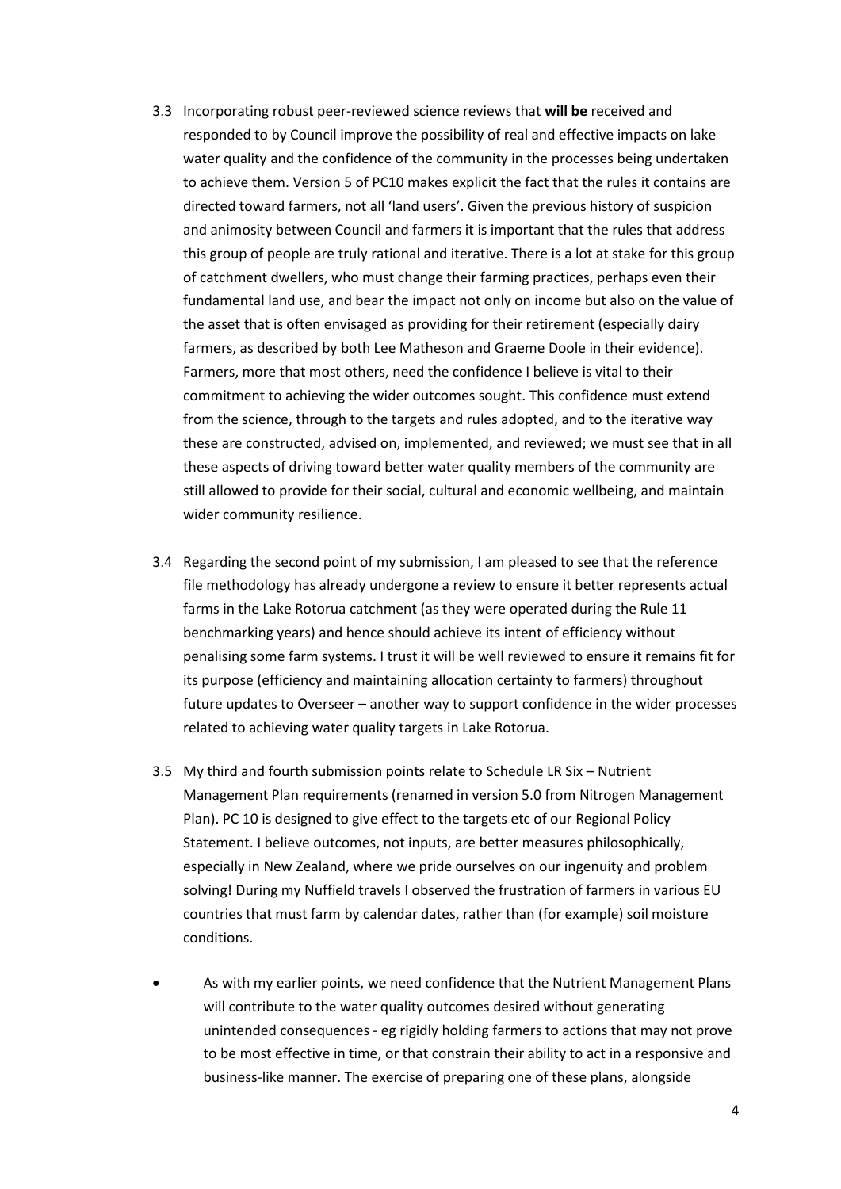3.3 Incorporating robust peer-reviewed science reviews that **will be** received and responded to by Council improve the possibility of real and effective impacts on lake water quality and the confidence of the community in the processes being undertaken to achieve them. Version 5 of PC10 makes explicit the fact that the rules it contains are directed toward farmers, not all 'land users'. Given the previous history of suspicion and animosity between Council and farmers it is important that the rules that address this group of people are truly rational and iterative. There is a lot at stake for this group of catchment dwellers, who must change their farming practices, perhaps even their fundamental land use, and bear the impact not only on income but also on the value of the asset that is often envisaged as providing for their retirement (especially dairy farmers, as described by both Lee Matheson and Graeme Doole in their evidence). Farmers, more that most others, need the confidence I believe is vital to their commitment to achieving the wider outcomes sought. This confidence must extend from the science, through to the targets and rules adopted, and to the iterative way these are constructed, advised on, implemented, and reviewed; we must see that in all these aspects of driving toward better water quality members of the community are still allowed to provide for their social, cultural and economic wellbeing, and maintain wider community resilience.

3.4 Regarding the second point of my submission, I am pleased to see that the reference file methodology has already undergone a review to ensure it better represents actual farms in the Lake Rotorua catchment (as they were operated during the Rule 11 benchmarking years) and hence should achieve its intent of efficiency without penalising some farm systems. I trust it will be well reviewed to ensure it remains fit for its purpose (efficiency and maintaining allocation certainty to farmers) throughout future updates to Overseer – another way to support confidence in the wider processes related to achieving water quality targets in Lake Rotorua.

3.5 My third and fourth submission points relate to Schedule LR Six – Nutrient Management Plan requirements (renamed in version 5.0 from Nitrogen Management Plan). PC 10 is designed to give effect to the targets etc of our Regional Policy Statement. I believe outcomes, not inputs, are better measures philosophically, especially in New Zealand, where we pride ourselves on our ingenuity and problem solving! During my Nuffield travels I observed the frustration of farmers in various EU countries that must farm by calendar dates, rather than (for example) soil moisture conditions.

- As with my earlier points, we need confidence that the Nutrient Management Plans will contribute to the water quality outcomes desired without generating unintended consequences - eg rigidly holding farmers to actions that may not prove to be most effective in time, or that constrain their ability to act in a responsive and business-like manner. The exercise of preparing one of these plans, alongside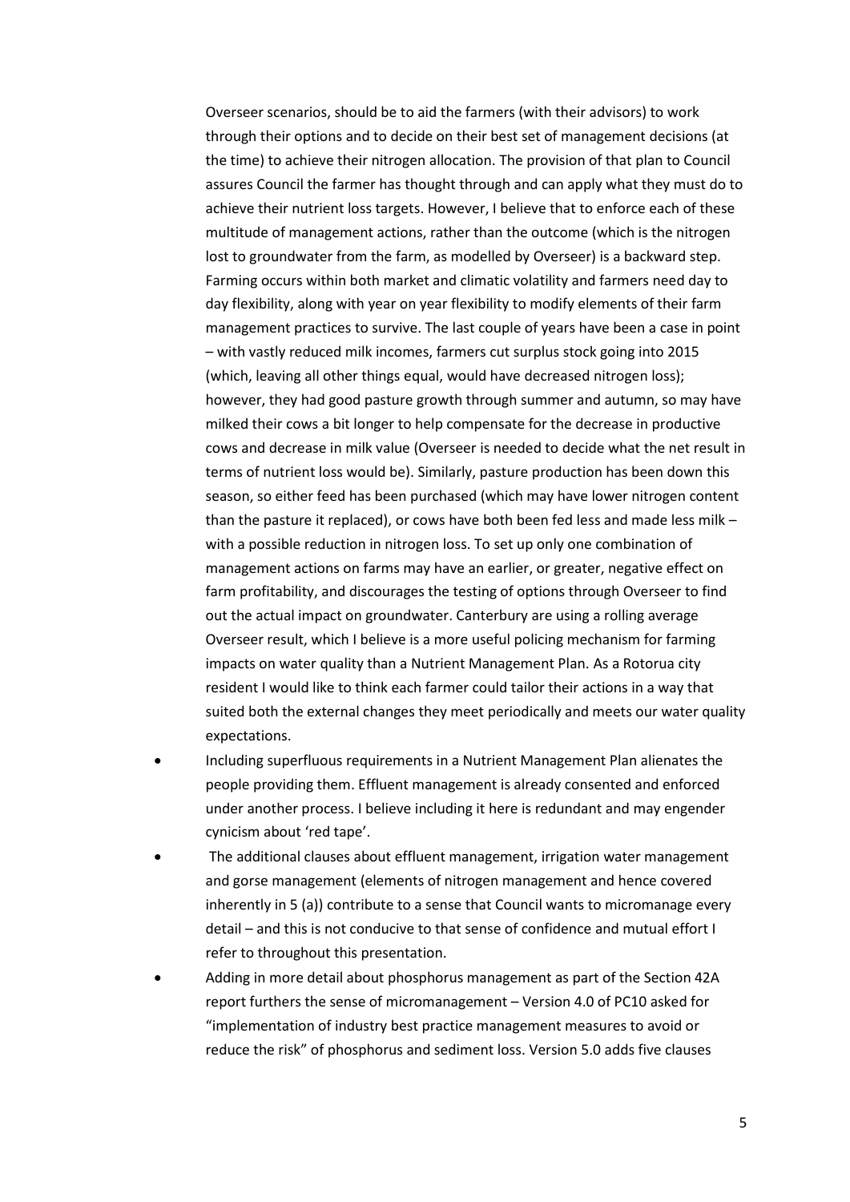Overseer scenarios, should be to aid the farmers (with their advisors) to work through their options and to decide on their best set of management decisions (at the time) to achieve their nitrogen allocation. The provision of that plan to Council assures Council the farmer has thought through and can apply what they must do to achieve their nutrient loss targets. However, I believe that to enforce each of these multitude of management actions, rather than the outcome (which is the nitrogen lost to groundwater from the farm, as modelled by Overseer) is a backward step. Farming occurs within both market and climatic volatility and farmers need day to day flexibility, along with year on year flexibility to modify elements of their farm management practices to survive. The last couple of years have been a case in point – with vastly reduced milk incomes, farmers cut surplus stock going into 2015 (which, leaving all other things equal, would have decreased nitrogen loss); however, they had good pasture growth through summer and autumn, so may have milked their cows a bit longer to help compensate for the decrease in productive cows and decrease in milk value (Overseer is needed to decide what the net result in terms of nutrient loss would be). Similarly, pasture production has been down this season, so either feed has been purchased (which may have lower nitrogen content than the pasture it replaced), or cows have both been fed less and made less milk – with a possible reduction in nitrogen loss. To set up only one combination of management actions on farms may have an earlier, or greater, negative effect on farm profitability, and discourages the testing of options through Overseer to find out the actual impact on groundwater. Canterbury are using a rolling average Overseer result, which I believe is a more useful policing mechanism for farming impacts on water quality than a Nutrient Management Plan. As a Rotorua city resident I would like to think each farmer could tailor their actions in a way that suited both the external changes they meet periodically and meets our water quality expectations.

- Including superfluous requirements in a Nutrient Management Plan alienates the people providing them. Effluent management is already consented and enforced under another process. I believe including it here is redundant and may engender cynicism about 'red tape'.
- The additional clauses about effluent management, irrigation water management and gorse management (elements of nitrogen management and hence covered inherently in 5 (a)) contribute to a sense that Council wants to micromanage every detail – and this is not conducive to that sense of confidence and mutual effort I refer to throughout this presentation.
- Adding in more detail about phosphorus management as part of the Section 42A report furthers the sense of micromanagement – Version 4.0 of PC10 asked for "implementation of industry best practice management measures to avoid or reduce the risk" of phosphorus and sediment loss. Version 5.0 adds five clauses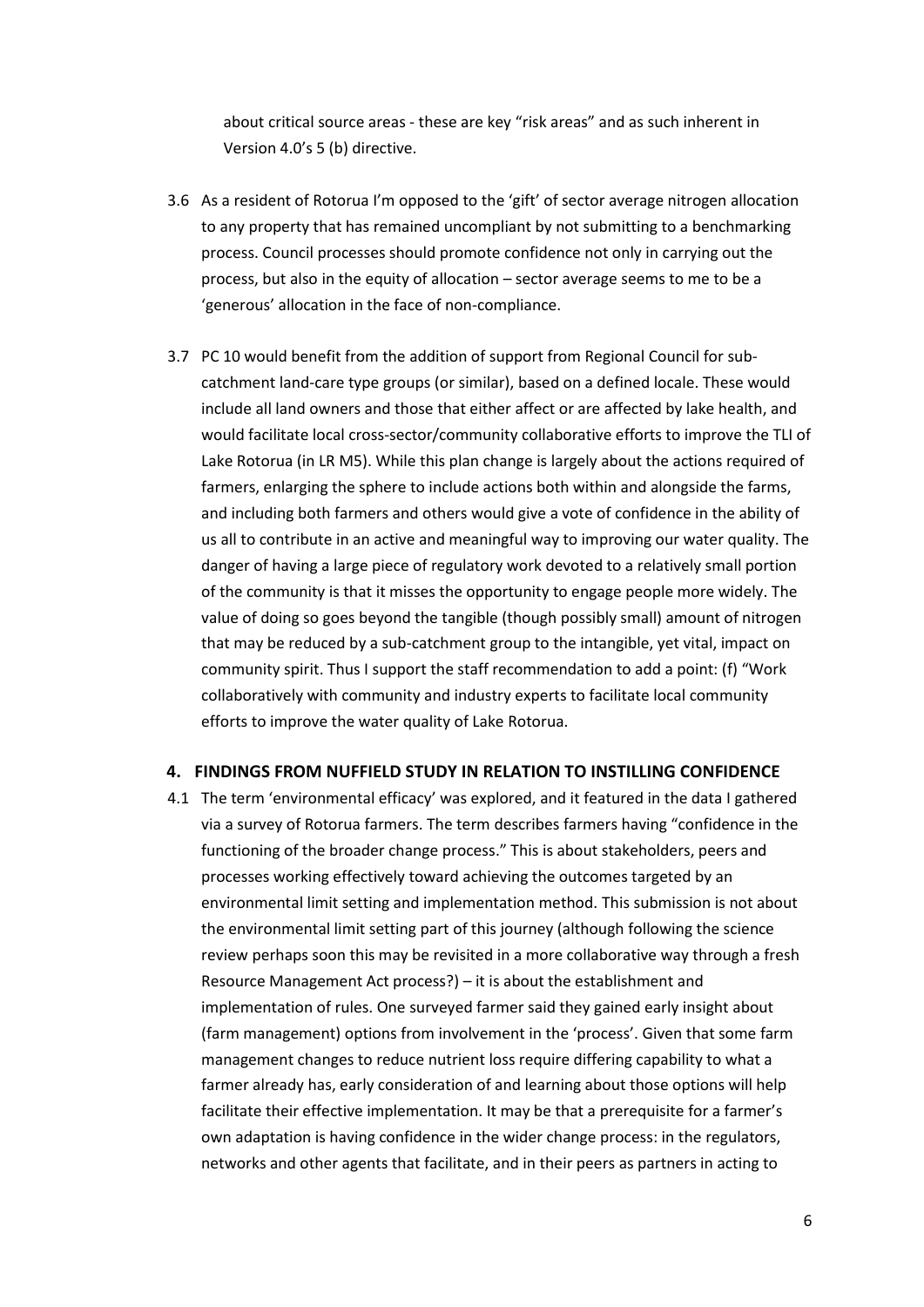about critical source areas - these are key "risk areas" and as such inherent in Version 4.0's 5 (b) directive.

3.6 As a resident of Rotorua I'm opposed to the 'gift' of sector average nitrogen allocation to any property that has remained uncompliant by not submitting to a benchmarking process. Council processes should promote confidence not only in carrying out the process, but also in the equity of allocation – sector average seems to me to be a 'generous' allocation in the face of non-compliance.

3.7 PC 10 would benefit from the addition of support from Regional Council for sub-catchment land-care type groups (or similar), based on a defined locale. These would include all land owners and those that either affect or are affected by lake health, and would facilitate local cross-sector/community collaborative efforts to improve the TLI of Lake Rotorua (in LR M5). While this plan change is largely about the actions required of farmers, enlarging the sphere to include actions both within and alongside the farms, and including both farmers and others would give a vote of confidence in the ability of us all to contribute in an active and meaningful way to improving our water quality. The danger of having a large piece of regulatory work devoted to a relatively small portion of the community is that it misses the opportunity to engage people more widely. The value of doing so goes beyond the tangible (though possibly small) amount of nitrogen that may be reduced by a sub-catchment group to the intangible, yet vital, impact on community spirit. Thus I support the staff recommendation to add a point: (f) "Work collaboratively with community and industry experts to facilitate local community efforts to improve the water quality of Lake Rotorua.

## 4. FINDINGS FROM NUFFIELD STUDY IN RELATION TO INSTILLING CONFIDENCE

4.1 The term 'environmental efficacy' was explored, and it featured in the data I gathered via a survey of Rotorua farmers. The term describes farmers having "confidence in the functioning of the broader change process." This is about stakeholders, peers and processes working effectively toward achieving the outcomes targeted by an environmental limit setting and implementation method. This submission is not about the environmental limit setting part of this journey (although following the science review perhaps soon this may be revisited in a more collaborative way through a fresh Resource Management Act process?) – it is about the establishment and implementation of rules. One surveyed farmer said they gained early insight about (farm management) options from involvement in the 'process'. Given that some farm management changes to reduce nutrient loss require differing capability to what a farmer already has, early consideration of and learning about those options will help facilitate their effective implementation. It may be that a prerequisite for a farmer's own adaptation is having confidence in the wider change process: in the regulators, networks and other agents that facilitate, and in their peers as partners in acting to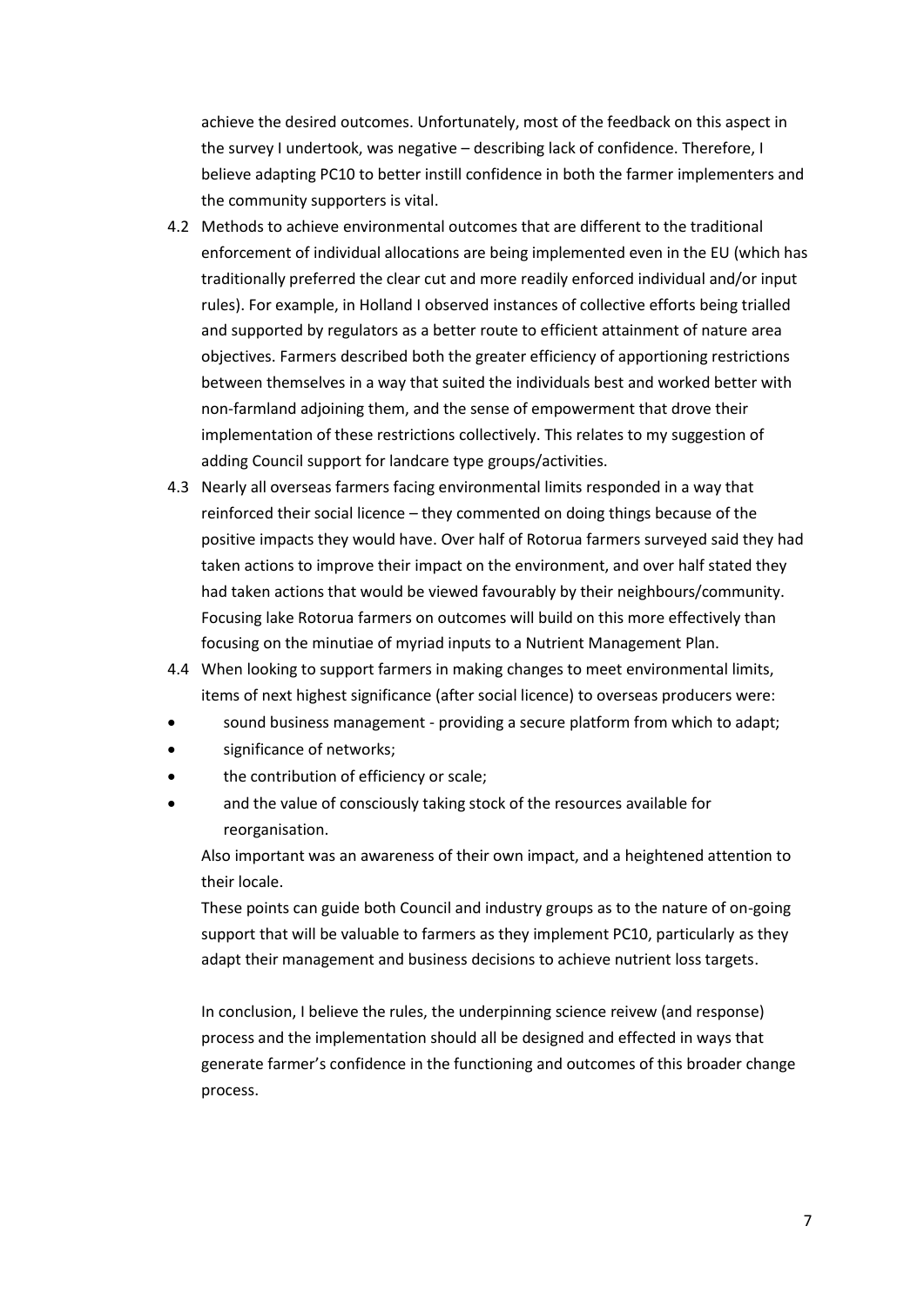achieve the desired outcomes. Unfortunately, most of the feedback on this aspect in the survey I undertook, was negative – describing lack of confidence. Therefore, I believe adapting PC10 to better instill confidence in both the farmer implementers and the community supporters is vital.

4.2 Methods to achieve environmental outcomes that are different to the traditional enforcement of individual allocations are being implemented even in the EU (which has traditionally preferred the clear cut and more readily enforced individual and/or input rules). For example, in Holland I observed instances of collective efforts being trialled and supported by regulators as a better route to efficient attainment of nature area objectives. Farmers described both the greater efficiency of apportioning restrictions between themselves in a way that suited the individuals best and worked better with non-farmland adjoining them, and the sense of empowerment that drove their implementation of these restrictions collectively. This relates to my suggestion of adding Council support for landcare type groups/activities.

4.3 Nearly all overseas farmers facing environmental limits responded in a way that reinforced their social licence – they commented on doing things because of the positive impacts they would have. Over half of Rotorua farmers surveyed said they had taken actions to improve their impact on the environment, and over half stated they had taken actions that would be viewed favourably by their neighbours/community. Focusing lake Rotorua farmers on outcomes will build on this more effectively than focusing on the minutiae of myriad inputs to a Nutrient Management Plan.

4.4 When looking to support farmers in making changes to meet environmental limits, items of next highest significance (after social licence) to overseas producers were:

- sound business management - providing a secure platform from which to adapt;
- significance of networks;
- the contribution of efficiency or scale;
- and the value of consciously taking stock of the resources available for reorganisation.

Also important was an awareness of their own impact, and a heightened attention to their locale.

These points can guide both Council and industry groups as to the nature of on-going support that will be valuable to farmers as they implement PC10, particularly as they adapt their management and business decisions to achieve nutrient loss targets.

In conclusion, I believe the rules, the underpinning science reivew (and response) process and the implementation should all be designed and effected in ways that generate farmer's confidence in the functioning and outcomes of this broader change process.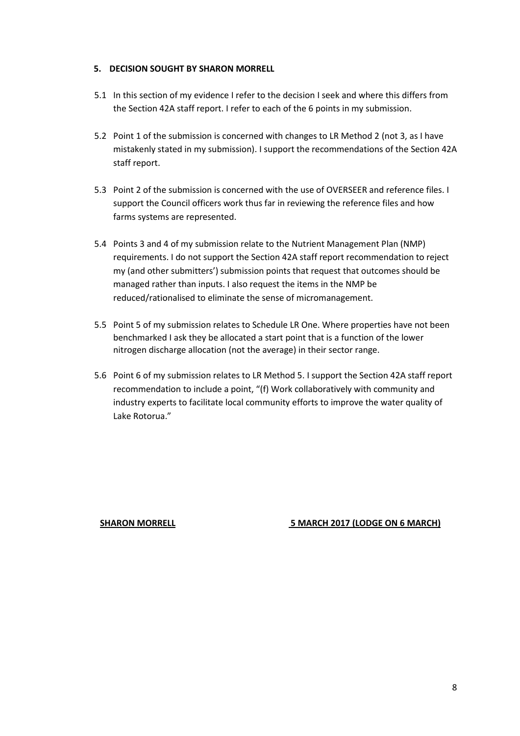## 5. DECISION SOUGHT BY SHARON MORRELL

5.1 In this section of my evidence I refer to the decision I seek and where this differs from the Section 42A staff report. I refer to each of the 6 points in my submission.

5.2 Point 1 of the submission is concerned with changes to LR Method 2 (not 3, as I have mistakenly stated in my submission). I support the recommendations of the Section 42A staff report.

5.3 Point 2 of the submission is concerned with the use of OVERSEER and reference files. I support the Council officers work thus far in reviewing the reference files and how farms systems are represented.

5.4 Points 3 and 4 of my submission relate to the Nutrient Management Plan (NMP) requirements. I do not support the Section 42A staff report recommendation to reject my (and other submitters') submission points that request that outcomes should be managed rather than inputs. I also request the items in the NMP be reduced/rationalised to eliminate the sense of micromanagement.

5.5 Point 5 of my submission relates to Schedule LR One. Where properties have not been benchmarked I ask they be allocated a start point that is a function of the lower nitrogen discharge allocation (not the average) in their sector range.

5.6 Point 6 of my submission relates to LR Method 5. I support the Section 42A staff report recommendation to include a point, "(f) Work collaboratively with community and industry experts to facilitate local community efforts to improve the water quality of Lake Rotorua."

**SHARON MORRELL** **5 MARCH 2017 (LODGE ON 6 MARCH)**